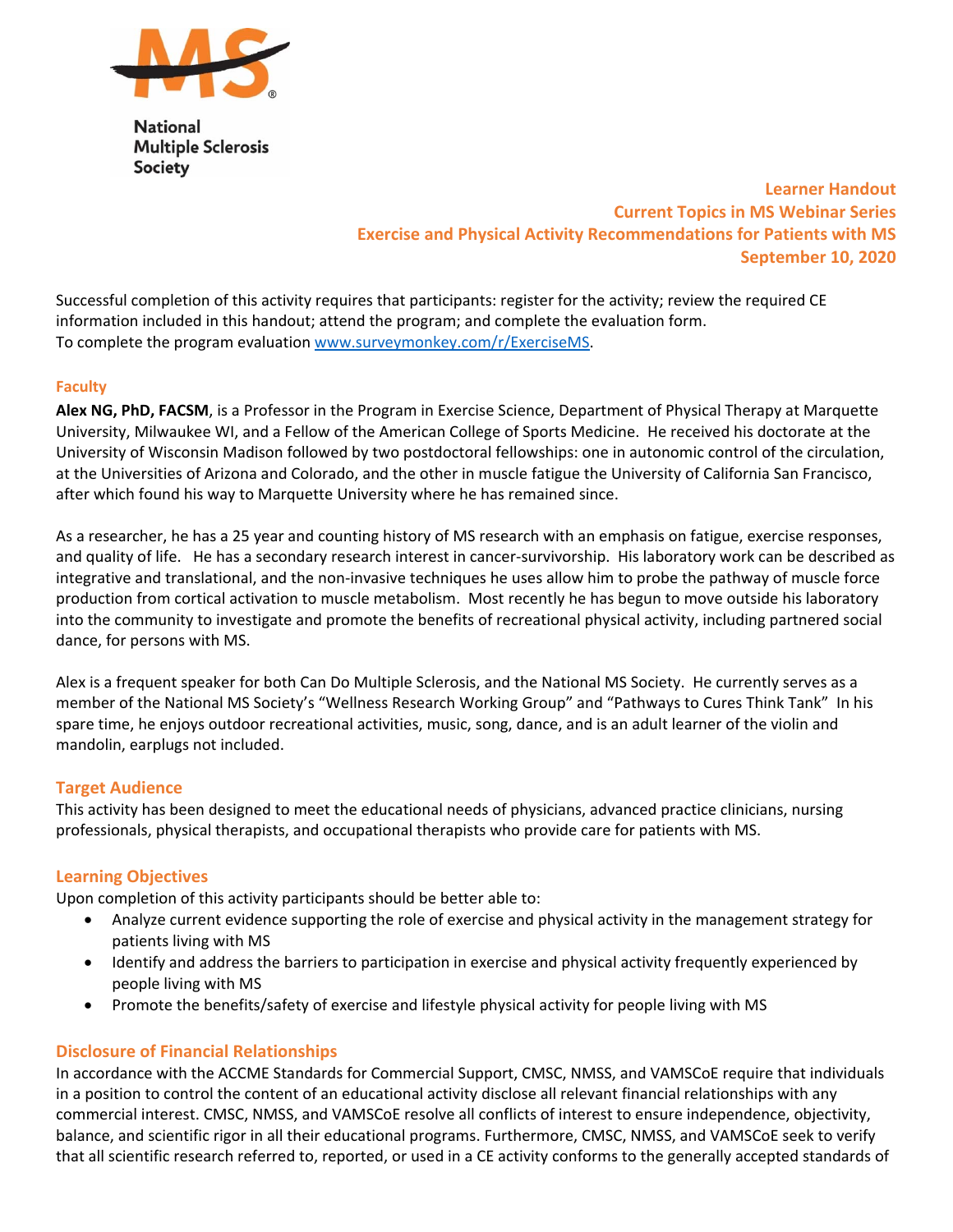National Multiple Sclerosis Society

**Learner Handout**
**Current Topics in MS Webinar Series**
**Exercise and Physical Activity Recommendations for Patients with MS**
**September 10, 2020**

Successful completion of this activity requires that participants: register for the activity; review the required CE information included in this handout; attend the program; and complete the evaluation form.
To complete the program evaluation www.surveymonkey.com/r/ExerciseMS.

## Faculty

**Alex NG, PhD, FACSM**, is a Professor in the Program in Exercise Science, Department of Physical Therapy at Marquette University, Milwaukee WI, and a Fellow of the American College of Sports Medicine. He received his doctorate at the University of Wisconsin Madison followed by two postdoctoral fellowships: one in autonomic control of the circulation, at the Universities of Arizona and Colorado, and the other in muscle fatigue the University of California San Francisco, after which found his way to Marquette University where he has remained since.

As a researcher, he has a 25 year and counting history of MS research with an emphasis on fatigue, exercise responses, and quality of life. He has a secondary research interest in cancer-survivorship. His laboratory work can be described as integrative and translational, and the non-invasive techniques he uses allow him to probe the pathway of muscle force production from cortical activation to muscle metabolism. Most recently he has begun to move outside his laboratory into the community to investigate and promote the benefits of recreational physical activity, including partnered social dance, for persons with MS.

Alex is a frequent speaker for both Can Do Multiple Sclerosis, and the National MS Society. He currently serves as a member of the National MS Society's "Wellness Research Working Group" and "Pathways to Cures Think Tank" In his spare time, he enjoys outdoor recreational activities, music, song, dance, and is an adult learner of the violin and mandolin, earplugs not included.

## Target Audience

This activity has been designed to meet the educational needs of physicians, advanced practice clinicians, nursing professionals, physical therapists, and occupational therapists who provide care for patients with MS.

## Learning Objectives

Upon completion of this activity participants should be better able to:

- Analyze current evidence supporting the role of exercise and physical activity in the management strategy for patients living with MS
- Identify and address the barriers to participation in exercise and physical activity frequently experienced by people living with MS
- Promote the benefits/safety of exercise and lifestyle physical activity for people living with MS

## Disclosure of Financial Relationships

In accordance with the ACCME Standards for Commercial Support, CMSC, NMSS, and VAMSCoE require that individuals in a position to control the content of an educational activity disclose all relevant financial relationships with any commercial interest. CMSC, NMSS, and VAMSCoE resolve all conflicts of interest to ensure independence, objectivity, balance, and scientific rigor in all their educational programs. Furthermore, CMSC, NMSS, and VAMSCoE seek to verify that all scientific research referred to, reported, or used in a CE activity conforms to the generally accepted standards of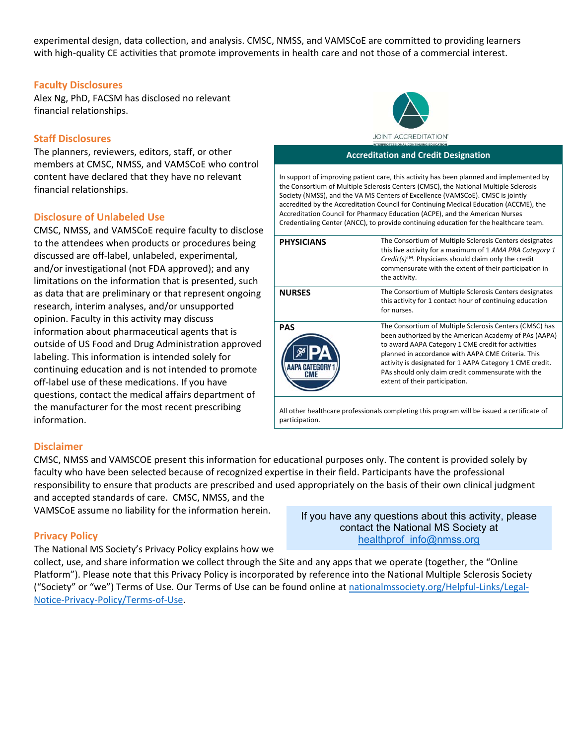experimental design, data collection, and analysis. CMSC, NMSS, and VAMSCoE are committed to providing learners with high-quality CE activities that promote improvements in health care and not those of a commercial interest.

## Faculty Disclosures

Alex Ng, PhD, FACSM has disclosed no relevant financial relationships.

## Staff Disclosures

The planners, reviewers, editors, staff, or other members at CMSC, NMSS, and VAMSCoE who control content have declared that they have no relevant financial relationships.

## Disclosure of Unlabeled Use

CMSC, NMSS, and VAMSCoE require faculty to disclose to the attendees when products or procedures being discussed are off-label, unlabeled, experimental, and/or investigational (not FDA approved); and any limitations on the information that is presented, such as data that are preliminary or that represent ongoing research, interim analyses, and/or unsupported opinion. Faculty in this activity may discuss information about pharmaceutical agents that is outside of US Food and Drug Administration approved labeling. This information is intended solely for continuing education and is not intended to promote off-label use of these medications. If you have questions, contact the medical affairs department of the manufacturer for the most recent prescribing information.

JOINT ACCREDITATION
INTERPROFESSIONAL CONTINUING EDUCATION

**Accreditation and Credit Designation**

In support of improving patient care, this activity has been planned and implemented by the Consortium of Multiple Sclerosis Centers (CMSC), the National Multiple Sclerosis Society (NMSS), and the VA MS Centers of Excellence (VAMSCoE). CMSC is jointly accredited by the Accreditation Council for Continuing Medical Education (ACCME), the Accreditation Council for Pharmacy Education (ACPE), and the American Nurses Credentialing Center (ANCC), to provide continuing education for the healthcare team.

| | |
|---|---|
| **PHYSICIANS** | The Consortium of Multiple Sclerosis Centers designates this live activity for a maximum of 1 *AMA PRA Category 1 Credit(s)*™. Physicians should claim only the credit commensurate with the extent of their participation in the activity. |
| **NURSES** | The Consortium of Multiple Sclerosis Centers designates this activity for 1 contact hour of continuing education for nurses. |
| **PAS** (PA AAPA CATEGORY 1 CME) | The Consortium of Multiple Sclerosis Centers (CMSC) has been authorized by the American Academy of PAs (AAPA) to award AAPA Category 1 CME credit for activities planned in accordance with AAPA CME Criteria. This activity is designated for 1 AAPA Category 1 CME credit. PAs should only claim credit commensurate with the extent of their participation. |

All other healthcare professionals completing this program will be issued a certificate of participation.

## Disclaimer

CMSC, NMSS and VAMSCOE present this information for educational purposes only. The content is provided solely by faculty who have been selected because of recognized expertise in their field. Participants have the professional responsibility to ensure that products are prescribed and used appropriately on the basis of their own clinical judgment and accepted standards of care. CMSC, NMSS, and the VAMSCoE assume no liability for the information herein.

If you have any questions about this activity, please contact the National MS Society at healthprof_info@nmss.org

## Privacy Policy

The National MS Society's Privacy Policy explains how we collect, use, and share information we collect through the Site and any apps that we operate (together, the "Online Platform"). Please note that this Privacy Policy is incorporated by reference into the National Multiple Sclerosis Society ("Society" or "we") Terms of Use. Our Terms of Use can be found online at nationalmssociety.org/Helpful-Links/Legal-Notice-Privacy-Policy/Terms-of-Use.